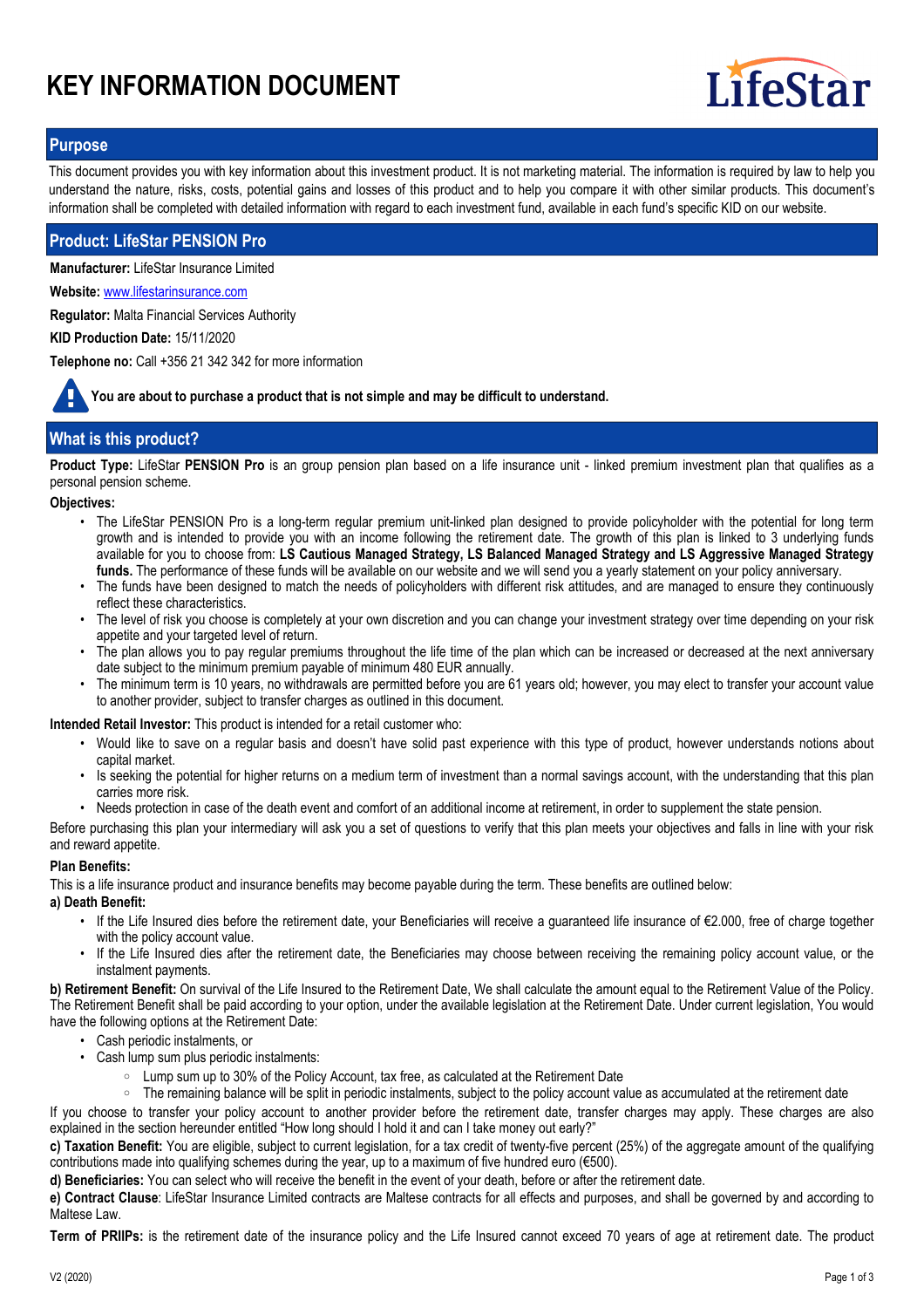# KEY INFORMATION DOCUMENT

## Purpose

This document provides you with key information about this investment product. It is not marketing material. The information is required by law to help you understand the nature, risks, costs, potential gains and losses of this product and to help you compare it with other similar products. This document's information shall be completed with detailed information with regard to each investment fund, available in each fund's specific KID on our website.

## Product: LifeStar PENSION Pro

**Manufacturer:** LifeStar Insurance Limited

**Website:** www.lifestarinsurance.com

**Regulator:** Malta Financial Services Authority

**KID Production Date:** 15/11/2020

**Telephone no:** Call +356 21 342 342 for more information

**You are about to purchase a product that is not simple and may be difficult to understand.**

## What is this product?

**Product Type:** LifeStar **PENSION Pro** is an group pension plan based on a life insurance unit - linked premium investment plan that qualifies as a personal pension scheme.

**Objectives:**

- The LifeStar PENSION Pro is a long-term regular premium unit-linked plan designed to provide policyholder with the potential for long term growth and is intended to provide you with an income following the retirement date. The growth of this plan is linked to 3 underlying funds available for you to choose from: **LS Cautious Managed Strategy, LS Balanced Managed Strategy and LS Aggressive Managed Strategy funds.** The performance of these funds will be available on our website and we will send you a yearly statement on your policy anniversary.
- The funds have been designed to match the needs of policyholders with different risk attitudes, and are managed to ensure they continuously reflect these characteristics.
- The level of risk you choose is completely at your own discretion and you can change your investment strategy over time depending on your risk appetite and your targeted level of return.
- The plan allows you to pay regular premiums throughout the life time of the plan which can be increased or decreased at the next anniversary date subject to the minimum premium payable of minimum 480 EUR annually.
- The minimum term is 10 years, no withdrawals are permitted before you are 61 years old; however, you may elect to transfer your account value to another provider, subject to transfer charges as outlined in this document.

**Intended Retail Investor:** This product is intended for a retail customer who:

- Would like to save on a regular basis and doesn't have solid past experience with this type of product, however understands notions about capital market.
- Is seeking the potential for higher returns on a medium term of investment than a normal savings account, with the understanding that this plan carries more risk.
- Needs protection in case of the death event and comfort of an additional income at retirement, in order to supplement the state pension.

Before purchasing this plan your intermediary will ask you a set of questions to verify that this plan meets your objectives and falls in line with your risk and reward appetite.

**Plan Benefits:**

This is a life insurance product and insurance benefits may become payable during the term. These benefits are outlined below:

**a) Death Benefit:**

- If the Life Insured dies before the retirement date, your Beneficiaries will receive a guaranteed life insurance of €2.000, free of charge together with the policy account value.
- If the Life Insured dies after the retirement date, the Beneficiaries may choose between receiving the remaining policy account value, or the instalment payments.

**b) Retirement Benefit:** On survival of the Life Insured to the Retirement Date, We shall calculate the amount equal to the Retirement Value of the Policy. The Retirement Benefit shall be paid according to your option, under the available legislation at the Retirement Date. Under current legislation, You would have the following options at the Retirement Date:

- Cash periodic instalments, or
- Cash lump sum plus periodic instalments:
  - Lump sum up to 30% of the Policy Account, tax free, as calculated at the Retirement Date
  - The remaining balance will be split in periodic instalments, subject to the policy account value as accumulated at the retirement date

If you choose to transfer your policy account to another provider before the retirement date, transfer charges may apply. These charges are also explained in the section hereunder entitled "How long should I hold it and can I take money out early?"

**c) Taxation Benefit:** You are eligible, subject to current legislation, for a tax credit of twenty-five percent (25%) of the aggregate amount of the qualifying contributions made into qualifying schemes during the year, up to a maximum of five hundred euro (€500).

**d) Beneficiaries:** You can select who will receive the benefit in the event of your death, before or after the retirement date.

**e) Contract Clause**: LifeStar Insurance Limited contracts are Maltese contracts for all effects and purposes, and shall be governed by and according to Maltese Law.

**Term of PRIIPs:** is the retirement date of the insurance policy and the Life Insured cannot exceed 70 years of age at retirement date. The product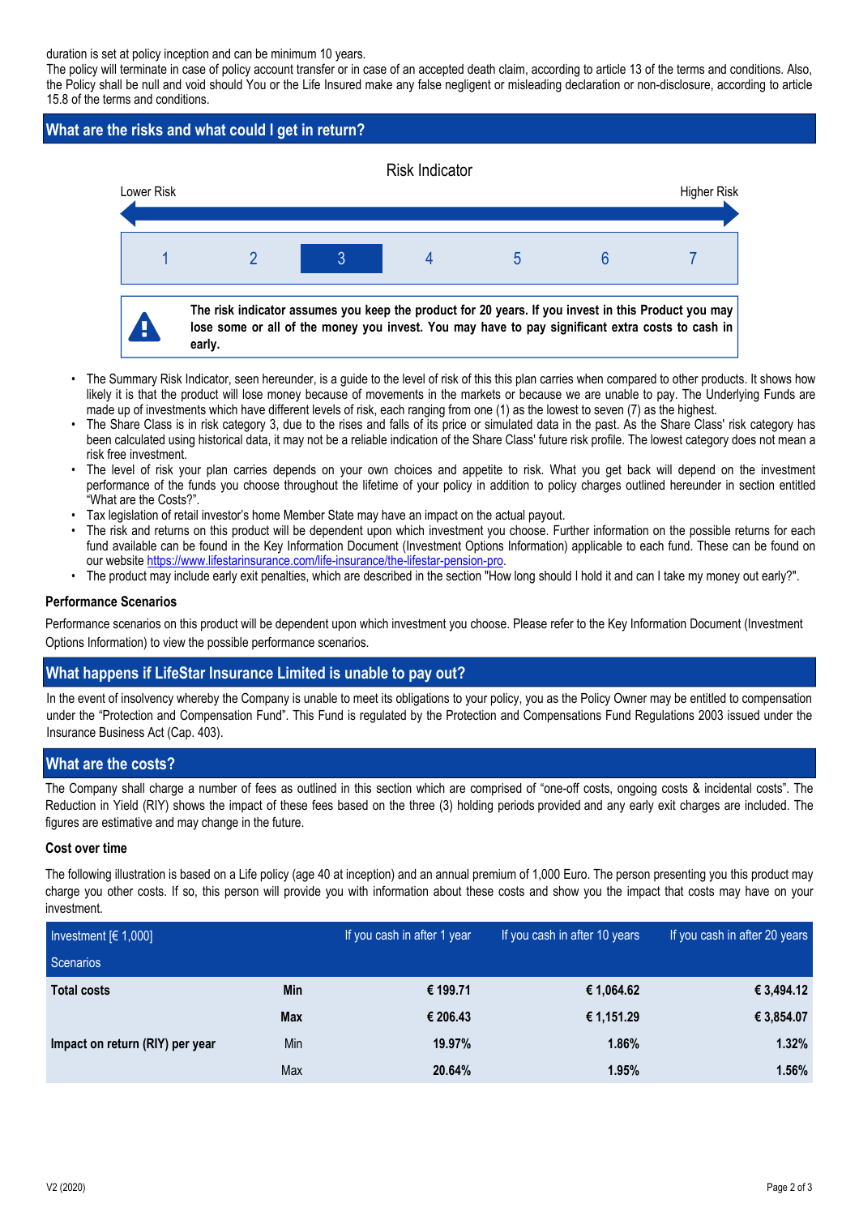duration is set at policy inception and can be minimum 10 years.
The policy will terminate in case of policy account transfer or in case of an accepted death claim, according to article 13 of the terms and conditions. Also, the Policy shall be null and void should You or the Life Insured make any false negligent or misleading declaration or non-disclosure, according to article 15.8 of the terms and conditions.

## What are the risks and what could I get in return?

Risk Indicator

Lower Risk — Higher Risk

| 1 | 2 | **3** | 4 | 5 | 6 | 7 |
|---|---|---|---|---|---|---|

**The risk indicator assumes you keep the product for 20 years. If you invest in this Product you may lose some or all of the money you invest. You may have to pay significant extra costs to cash in early.**

- The Summary Risk Indicator, seen hereunder, is a guide to the level of risk of this this plan carries when compared to other products. It shows how likely it is that the product will lose money because of movements in the markets or because we are unable to pay. The Underlying Funds are made up of investments which have different levels of risk, each ranging from one (1) as the lowest to seven (7) as the highest.
- The Share Class is in risk category 3, due to the rises and falls of its price or simulated data in the past. As the Share Class' risk category has been calculated using historical data, it may not be a reliable indication of the Share Class' future risk profile. The lowest category does not mean a risk free investment.
- The level of risk your plan carries depends on your own choices and appetite to risk. What you get back will depend on the investment performance of the funds you choose throughout the lifetime of your policy in addition to policy charges outlined hereunder in section entitled "What are the Costs?".
- Tax legislation of retail investor's home Member State may have an impact on the actual payout.
- The risk and returns on this product will be dependent upon which investment you choose. Further information on the possible returns for each fund available can be found in the Key Information Document (Investment Options Information) applicable to each fund. These can be found on our website https://www.lifestarinsurance.com/life-insurance/the-lifestar-pension-pro.
- The product may include early exit penalties, which are described in the section "How long should I hold it and can I take my money out early?".

### Performance Scenarios

Performance scenarios on this product will be dependent upon which investment you choose. Please refer to the Key Information Document (Investment Options Information) to view the possible performance scenarios.

## What happens if LifeStar Insurance Limited is unable to pay out?

In the event of insolvency whereby the Company is unable to meet its obligations to your policy, you as the Policy Owner may be entitled to compensation under the "Protection and Compensation Fund". This Fund is regulated by the Protection and Compensations Fund Regulations 2003 issued under the Insurance Business Act (Cap. 403).

## What are the costs?

The Company shall charge a number of fees as outlined in this section which are comprised of "one-off costs, ongoing costs & incidental costs". The Reduction in Yield (RIY) shows the impact of these fees based on the three (3) holding periods provided and any early exit charges are included. The figures are estimative and may change in the future.

### Cost over time

The following illustration is based on a Life policy (age 40 at inception) and an annual premium of 1,000 Euro. The person presenting you this product may charge you other costs. If so, this person will provide you with information about these costs and show you the impact that costs may have on your investment.

| Investment [€ 1,000]<br>Scenarios | | If you cash in after 1 year | If you cash in after 10 years | If you cash in after 20 years |
|---|---|---|---|---|
| **Total costs** | **Min** | **€ 199.71** | **€ 1,064.62** | **€ 3,494.12** |
| | **Max** | **€ 206.43** | **€ 1,151.29** | **€ 3,854.07** |
| **Impact on return (RIY) per year** | Min | **19.97%** | **1.86%** | **1.32%** |
| | Max | **20.64%** | **1.95%** | **1.56%** |

V2 (2020)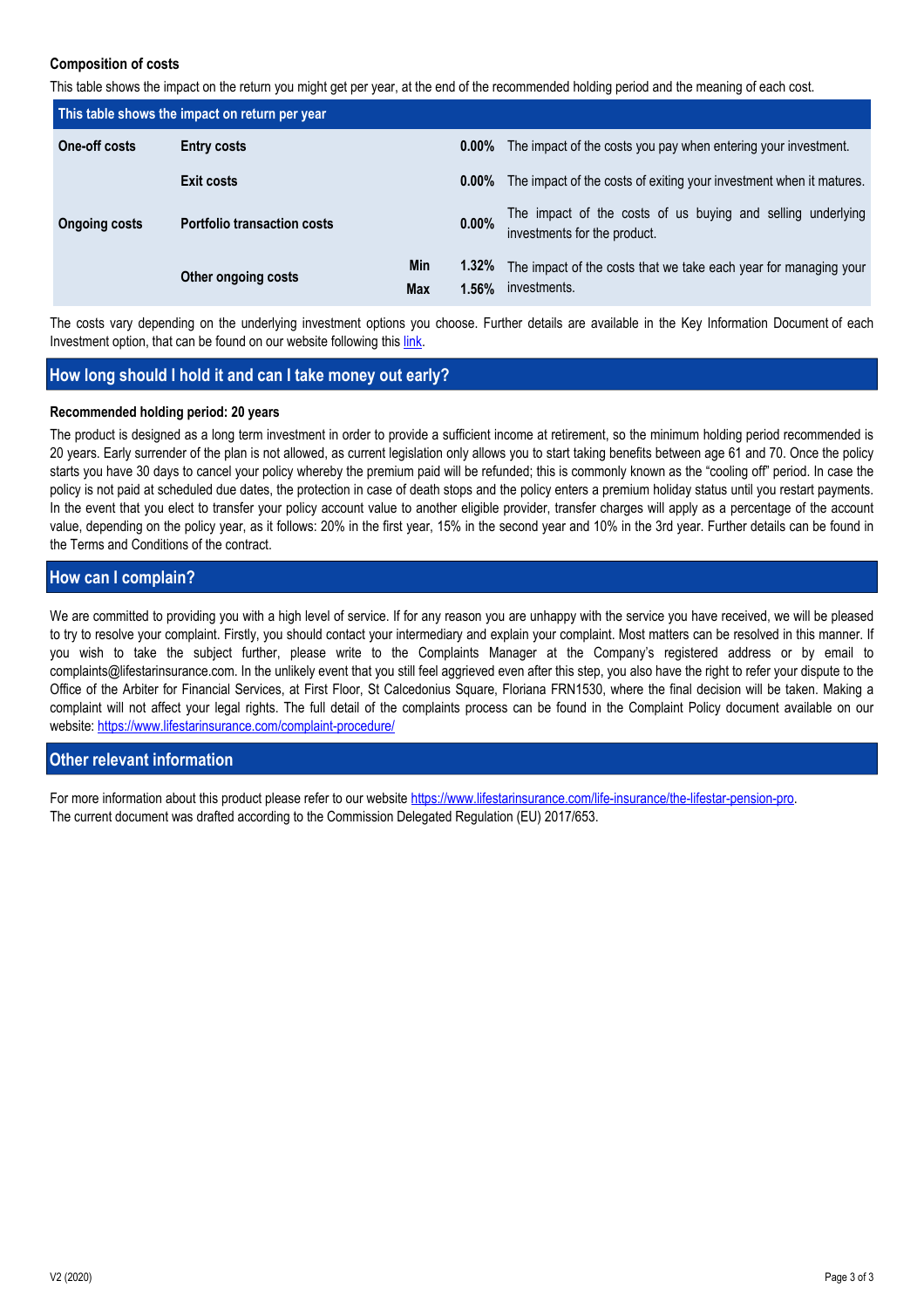**Composition of costs**

This table shows the impact on the return you might get per year, at the end of the recommended holding period and the meaning of each cost.

| This table shows the impact on return per year | | | | |
|---|---|---|---|---|
| One-off costs | Entry costs | | 0.00% | The impact of the costs you pay when entering your investment. |
| | Exit costs | | 0.00% | The impact of the costs of exiting your investment when it matures. |
| Ongoing costs | Portfolio transaction costs | | 0.00% | The impact of the costs of us buying and selling underlying investments for the product. |
| | Other ongoing costs | Min<br>Max | 1.32%<br>1.56% | The impact of the costs that we take each year for managing your investments. |

The costs vary depending on the underlying investment options you choose. Further details are available in the Key Information Document of each Investment option, that can be found on our website following this link.

## How long should I hold it and can I take money out early?

**Recommended holding period: 20 years**

The product is designed as a long term investment in order to provide a sufficient income at retirement, so the minimum holding period recommended is 20 years. Early surrender of the plan is not allowed, as current legislation only allows you to start taking benefits between age 61 and 70. Once the policy starts you have 30 days to cancel your policy whereby the premium paid will be refunded; this is commonly known as the "cooling off" period. In case the policy is not paid at scheduled due dates, the protection in case of death stops and the policy enters a premium holiday status until you restart payments. In the event that you elect to transfer your policy account value to another eligible provider, transfer charges will apply as a percentage of the account value, depending on the policy year, as it follows: 20% in the first year, 15% in the second year and 10% in the 3rd year. Further details can be found in the Terms and Conditions of the contract.

## How can I complain?

We are committed to providing you with a high level of service. If for any reason you are unhappy with the service you have received, we will be pleased to try to resolve your complaint. Firstly, you should contact your intermediary and explain your complaint. Most matters can be resolved in this manner. If you wish to take the subject further, please write to the Complaints Manager at the Company's registered address or by email to complaints@lifestarinsurance.com. In the unlikely event that you still feel aggrieved even after this step, you also have the right to refer your dispute to the Office of the Arbiter for Financial Services, at First Floor, St Calcedonius Square, Floriana FRN1530, where the final decision will be taken. Making a complaint will not affect your legal rights. The full detail of the complaints process can be found in the Complaint Policy document available on our website: https://www.lifestarinsurance.com/complaint-procedure/

## Other relevant information

For more information about this product please refer to our website https://www.lifestarinsurance.com/life-insurance/the-lifestar-pension-pro.
The current document was drafted according to the Commission Delegated Regulation (EU) 2017/653.

V2 (2020)